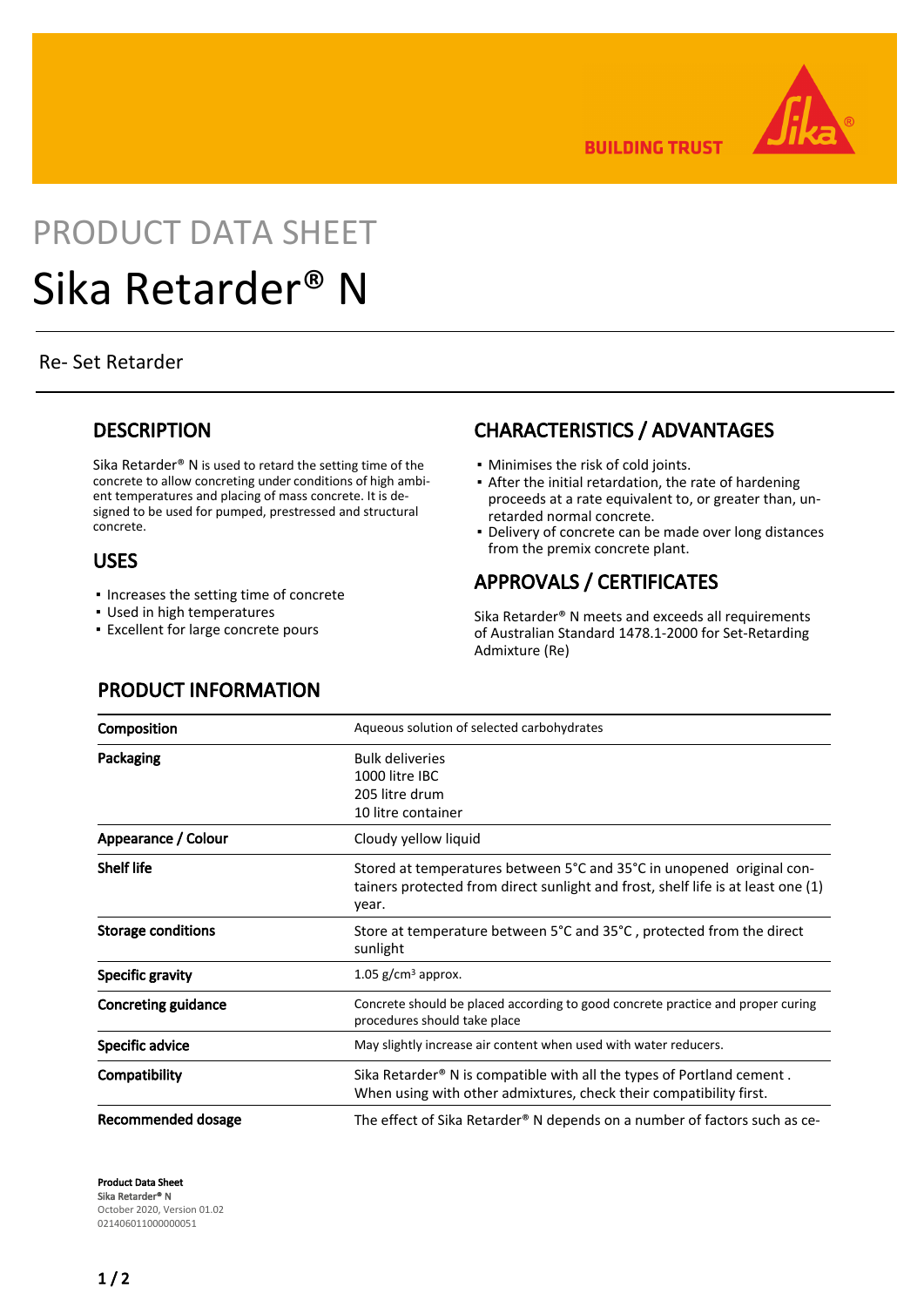PRODUCT DATA SHEET

# Sika Retarder® N

Re- Set Retarder

## DESCRIPTION

Sika Retarder® N is used to retard the setting time of the concrete to allow concreting under conditions of high ambient temperatures and placing of mass concrete. It is designed to be used for pumped, prestressed and structural concrete.

## USES

- Increases the setting time of concrete
- Used in high temperatures
- Excellent for large concrete pours

## CHARACTERISTICS / ADVANTAGES

- Minimises the risk of cold joints.
- After the initial retardation, the rate of hardening proceeds at a rate equivalent to, or greater than, unretarded normal concrete.
- Delivery of concrete can be made over long distances from the premix concrete plant.

## APPROVALS / CERTIFICATES

Sika Retarder® N meets and exceeds all requirements of Australian Standard 1478.1-2000 for Set-Retarding Admixture (Re)

## PRODUCT INFORMATION

| | |
|---|---|
| **Composition** | Aqueous solution of selected carbohydrates |
| **Packaging** | Bulk deliveries<br>1000 litre IBC<br>205 litre drum<br>10 litre container |
| **Appearance / Colour** | Cloudy yellow liquid |
| **Shelf life** | Stored at temperatures between 5°C and 35°C in unopened original containers protected from direct sunlight and frost, shelf life is at least one (1) year. |
| **Storage conditions** | Store at temperature between 5°C and 35°C , protected from the direct sunlight |
| **Specific gravity** | 1.05 g/cm³ approx. |
| **Concreting guidance** | Concrete should be placed according to good concrete practice and proper curing procedures should take place |
| **Specific advice** | May slightly increase air content when used with water reducers. |
| **Compatibility** | Sika Retarder® N is compatible with all the types of Portland cement . When using with other admixtures, check their compatibility first. |
| **Recommended dosage** | The effect of Sika Retarder® N depends on a number of factors such as ce- |

**Product Data Sheet**
Sika Retarder® N
October 2020, Version 01.02
021406011000000051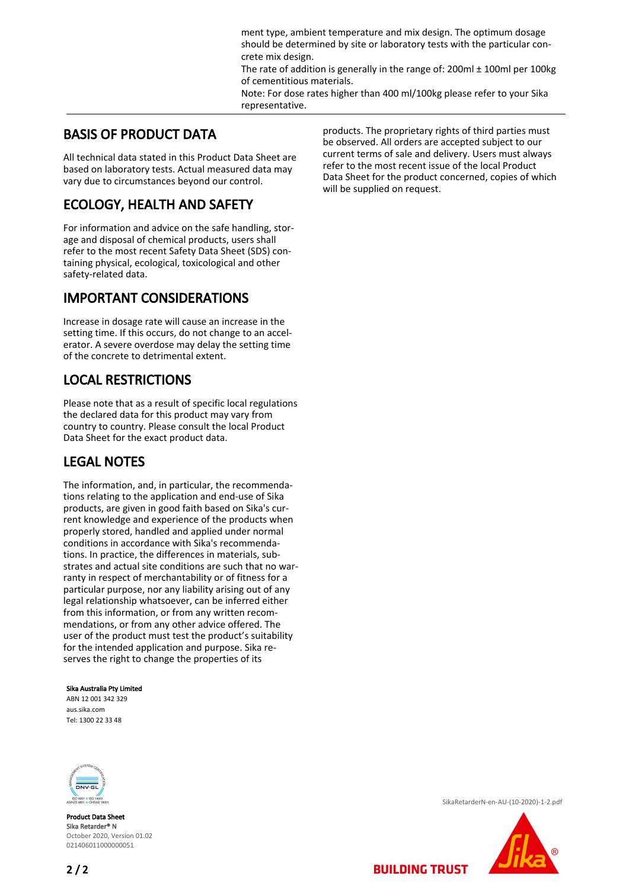ment type, ambient temperature and mix design. The optimum dosage should be determined by site or laboratory tests with the particular concrete mix design.

The rate of addition is generally in the range of: 200ml ± 100ml per 100kg of cementitious materials.

Note: For dose rates higher than 400 ml/100kg please refer to your Sika representative.

## BASIS OF PRODUCT DATA

All technical data stated in this Product Data Sheet are based on laboratory tests. Actual measured data may vary due to circumstances beyond our control.

## ECOLOGY, HEALTH AND SAFETY

For information and advice on the safe handling, storage and disposal of chemical products, users shall refer to the most recent Safety Data Sheet (SDS) containing physical, ecological, toxicological and other safety-related data.

## IMPORTANT CONSIDERATIONS

Increase in dosage rate will cause an increase in the setting time. If this occurs, do not change to an accelerator. A severe overdose may delay the setting time of the concrete to detrimental extent.

## LOCAL RESTRICTIONS

Please note that as a result of specific local regulations the declared data for this product may vary from country to country. Please consult the local Product Data Sheet for the exact product data.

## LEGAL NOTES

The information, and, in particular, the recommendations relating to the application and end-use of Sika products, are given in good faith based on Sika's current knowledge and experience of the products when properly stored, handled and applied under normal conditions in accordance with Sika's recommendations. In practice, the differences in materials, substrates and actual site conditions are such that no warranty in respect of merchantability or of fitness for a particular purpose, nor any liability arising out of any legal relationship whatsoever, can be inferred either from this information, or from any written recommendations, or from any other advice offered. The user of the product must test the product's suitability for the intended application and purpose. Sika reserves the right to change the properties of its products. The proprietary rights of third parties must be observed. All orders are accepted subject to our current terms of sale and delivery. Users must always refer to the most recent issue of the local Product Data Sheet for the product concerned, copies of which will be supplied on request.

**Sika Australia Pty Limited**
ABN 12 001 342 329
aus.sika.com
Tel: 1300 22 33 48

**Product Data Sheet**
**Sika Retarder® N**
October 2020, Version 01.02
021406011000000051

SikaRetarderN-en-AU-(10-2020)-1-2.pdf